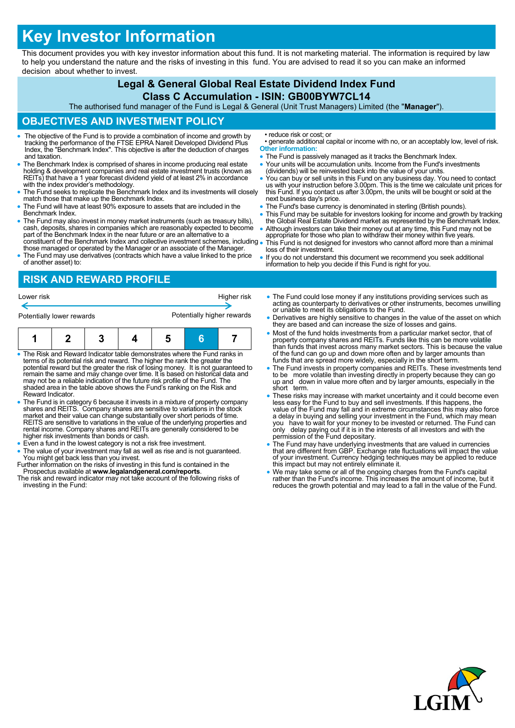# Key Investor Information

This document provides you with key investor information about this fund. It is not marketing material. The information is required by law to help you understand the nature and the risks of investing in this fund. You are advised to read it so you can make an informed decision about whether to invest.

## Legal & General Global Real Estate Dividend Index Fund
## Class C Accumulation - ISIN: GB00BYW7CL14

The authorised fund manager of the Fund is Legal & General (Unit Trust Managers) Limited (the "**Manager**").

## OBJECTIVES AND INVESTMENT POLICY

- The objective of the Fund is to provide a combination of income and growth by tracking the performance of the FTSE EPRA Nareit Developed Dividend Plus Index, the "Benchmark Index". This objective is after the deduction of charges and taxation.
- The Benchmark Index is comprised of shares in income producing real estate holding & development companies and real estate investment trusts (known as REITs) that have a 1 year forecast dividend yield of at least 2% in accordance with the index provider's methodology.
- The Fund seeks to replicate the Benchmark Index and its investments will closely match those that make up the Benchmark Index.
- The Fund will have at least 90% exposure to assets that are included in the Benchmark Index.
- The Fund may also invest in money market instruments (such as treasury bills), cash, deposits, shares in companies which are reasonably expected to become part of the Benchmark Index in the near future or are an alternative to a constituent of the Benchmark Index and collective investment schemes, including those managed or operated by the Manager or an associate of the Manager.
- The Fund may use derivatives (contracts which have a value linked to the price of another asset) to:
  - reduce risk or cost; or
  - generate additional capital or income with no, or an acceptably low, level of risk.

**Other information:**

- The Fund is passively managed as it tracks the Benchmark Index.
- Your units will be accumulation units. Income from the Fund's investments (dividends) will be reinvested back into the value of your units.
- You can buy or sell units in this Fund on any business day. You need to contact us with your instruction before 3.00pm. This is the time we calculate unit prices for this Fund. If you contact us after 3.00pm, the units will be bought or sold at the next business day's price.
- The Fund's base currency is denominated in sterling (British pounds).
- This Fund may be suitable for investors looking for income and growth by tracking the Global Real Estate Dividend market as represented by the Benchmark Index.
- Although investors can take their money out at any time, this Fund may not be appropriate for those who plan to withdraw their money within five years.
- This Fund is not designed for investors who cannot afford more than a minimal loss of their investment.
- If you do not understand this document we recommend you seek additional information to help you decide if this Fund is right for you.

## RISK AND REWARD PROFILE

Lower risk ← → Higher risk

Potentially lower rewards — Potentially higher rewards

| 1 | 2 | 3 | 4 | 5 | **6** | 7 |
|---|---|---|---|---|---|---|

- The Risk and Reward Indicator table demonstrates where the Fund ranks in terms of its potential risk and reward. The higher the rank the greater the potential reward but the greater the risk of losing money. It is not guaranteed to remain the same and may change over time. It is based on historical data and may not be a reliable indication of the future risk profile of the Fund. The shaded area in the table above shows the Fund's ranking on the Risk and Reward Indicator.
- The Fund is in category 6 because it invests in a mixture of property company shares and REITS. Company shares are sensitive to variations in the stock market and their value can change substantially over short periods of time. REITS are sensitive to variations in the value of the underlying properties and rental income. Company shares and REITs are generally considered to be higher risk investments than bonds or cash.
- Even a fund in the lowest category is not a risk free investment.
- The value of your investment may fall as well as rise and is not guaranteed. You might get back less than you invest.

Further information on the risks of investing in this fund is contained in the Prospectus available at **www.legalandgeneral.com/reports**.

The risk and reward indicator may not take account of the following risks of investing in the Fund:

- The Fund could lose money if any institutions providing services such as acting as counterparty to derivatives or other instruments, becomes unwilling or unable to meet its obligations to the Fund.
- Derivatives are highly sensitive to changes in the value of the asset on which they are based and can increase the size of losses and gains.
- Most of the fund holds investments from a particular market sector, that of property company shares and REITs. Funds like this can be more volatile than funds that invest across many market sectors. This is because the value of the fund can go up and down more often and by larger amounts than funds that are spread more widely, especially in the short term.
- The Fund invests in property companies and REITs. These investments tend to be more volatile than investing directly in property because they can go up and down in value more often and by larger amounts, especially in the short term.
- These risks may increase with market uncertainty and it could become even less easy for the Fund to buy and sell investments. If this happens, the value of the Fund may fall and in extreme circumstances this may also force a delay in buying and selling your investment in the Fund, which may mean you have to wait for your money to be invested or returned. The Fund can only delay paying out if it is in the interests of all investors and with the permission of the Fund depositary.
- The Fund may have underlying investments that are valued in currencies that are different from GBP. Exchange rate fluctuations will impact the value of your investment. Currency hedging techniques may be applied to reduce this impact but may not entirely eliminate it.
- We may take some or all of the ongoing charges from the Fund's capital rather than the Fund's income. This increases the amount of income, but it reduces the growth potential and may lead to a fall in the value of the Fund.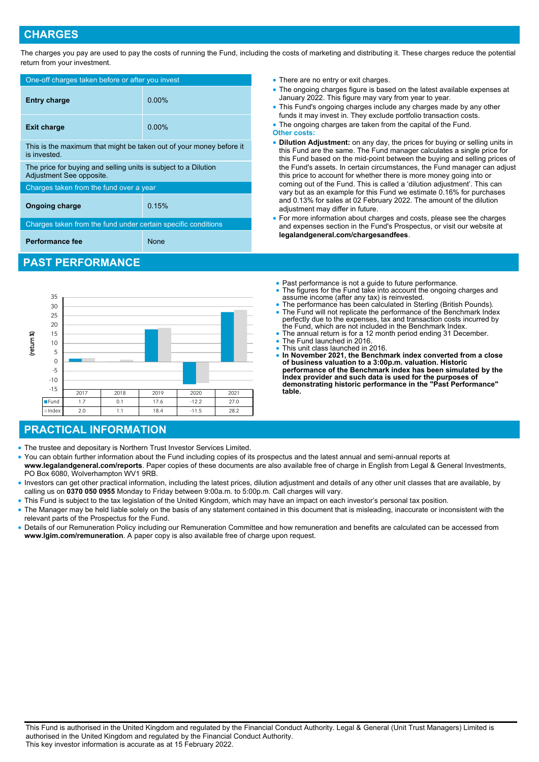## CHARGES

The charges you pay are used to pay the costs of running the Fund, including the costs of marketing and distributing it. These charges reduce the potential return from your investment.

| One-off charges taken before or after you invest | |
|---|---|
| **Entry charge** | 0.00% |
| **Exit charge** | 0.00% |
| This is the maximum that might be taken out of your money before it is invested. | |
| The price for buying and selling units is subject to a Dilution Adjustment See opposite. | |
| **Charges taken from the fund over a year** | |
| **Ongoing charge** | 0.15% |
| **Charges taken from the fund under certain specific conditions** | |
| **Performance fee** | None |

- There are no entry or exit charges.
- The ongoing charges figure is based on the latest available expenses at January 2022. This figure may vary from year to year.
- This Fund's ongoing charges include any charges made by any other funds it may invest in. They exclude portfolio transaction costs.
- The ongoing charges are taken from the capital of the Fund.

**Other costs:**

- **Dilution Adjustment:** on any day, the prices for buying or selling units in this Fund are the same. The Fund manager calculates a single price for this Fund based on the mid-point between the buying and selling prices of the Fund's assets. In certain circumstances, the Fund manager can adjust this price to account for whether there is more money going into or coming out of the Fund. This is called a 'dilution adjustment'. This can vary but as an example for this Fund we estimate 0.16% for purchases and 0.13% for sales at 02 February 2022. The amount of the dilution adjustment may differ in future.
- For more information about charges and costs, please see the charges and expenses section in the Fund's Prospectus, or visit our website at **legalandgeneral.com/chargesandfees**.

## PAST PERFORMANCE

(return %)

35 30 25 20 15 10 5 0 -5 -10 -15

2017 2018 2019 2020 2021

Fund 1.7 0.1 17.6 -12.2 27.0

Index 2.0 1.1 18.4 -11.5 28.2

- Past performance is not a guide to future performance.
- The figures for the Fund take into account the ongoing charges and assume income (after any tax) is reinvested.
- The performance has been calculated in Sterling (British Pounds).
- The Fund will not replicate the performance of the Benchmark Index perfectly due to the expenses, tax and transaction costs incurred by the Fund, which are not included in the Benchmark Index.
- The annual return is for a 12 month period ending 31 December.
- The Fund launched in 2016.
- This unit class launched in 2016.
- **In November 2021, the Benchmark index converted from a close of business valuation to a 3:00p.m. valuation. Historic performance of the Benchmark index has been simulated by the Index provider and such data is used for the purposes of demonstrating historic performance in the "Past Performance" table.**

## PRACTICAL INFORMATION

- The trustee and depositary is Northern Trust Investor Services Limited.
- You can obtain further information about the Fund including copies of its prospectus and the latest annual and semi-annual reports at **www.legalandgeneral.com/reports**. Paper copies of these documents are also available free of charge in English from Legal & General Investments, PO Box 6080, Wolverhampton WV1 9RB.
- Investors can get other practical information, including the latest prices, dilution adjustment and details of any other unit classes that are available, by calling us on **0370 050 0955** Monday to Friday between 9:00a.m. to 5:00p.m. Call charges will vary.
- This Fund is subject to the tax legislation of the United Kingdom, which may have an impact on each investor's personal tax position.
- The Manager may be held liable solely on the basis of any statement contained in this document that is misleading, inaccurate or inconsistent with the relevant parts of the Prospectus for the Fund.
- Details of our Remuneration Policy including our Remuneration Committee and how remuneration and benefits are calculated can be accessed from **www.lgim.com/remuneration**. A paper copy is also available free of charge upon request.

This Fund is authorised in the United Kingdom and regulated by the Financial Conduct Authority. Legal & General (Unit Trust Managers) Limited is authorised in the United Kingdom and regulated by the Financial Conduct Authority.
This key investor information is accurate as at 15 February 2022.